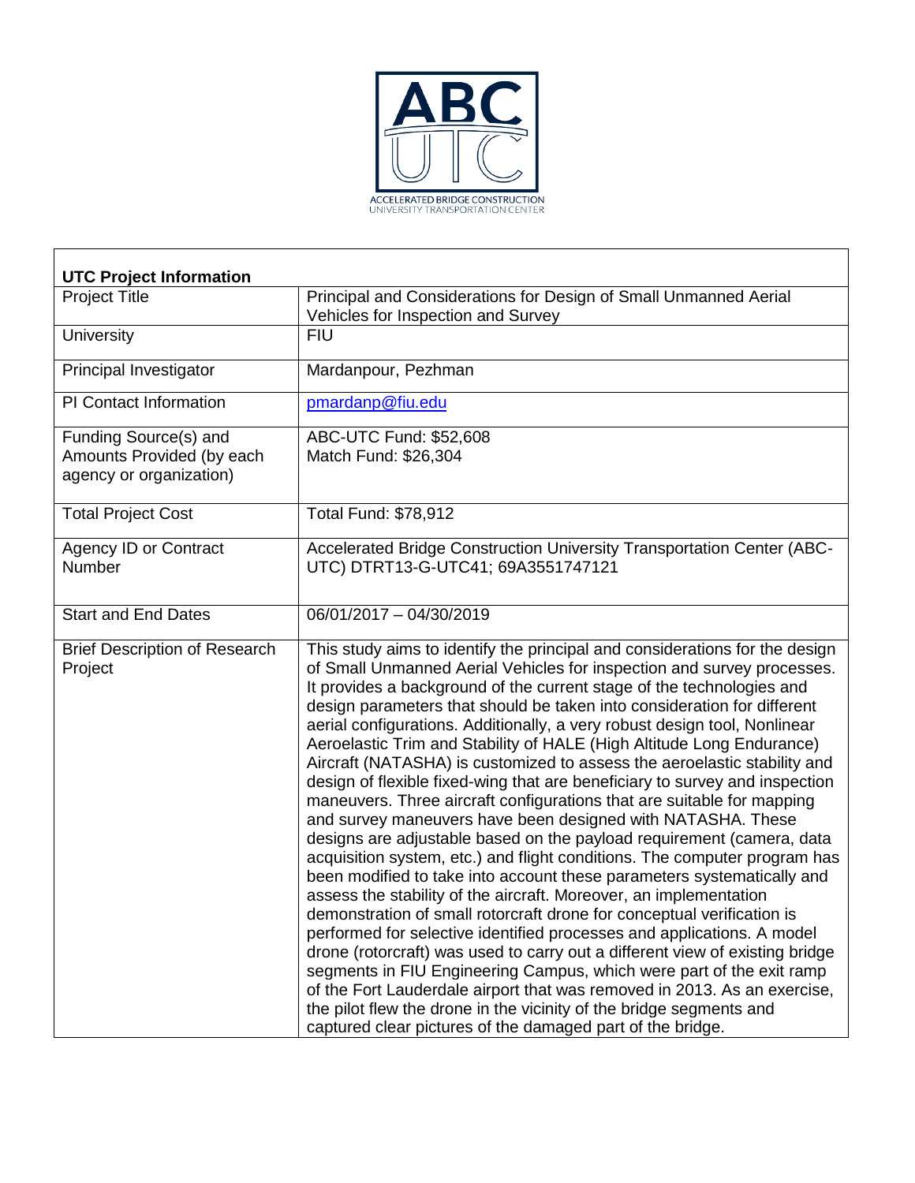ABC UTC

ACCELERATED BRIDGE CONSTRUCTION
UNIVERSITY TRANSPORTATION CENTER

| **UTC Project Information** | |
|---|---|
| Project Title | Principal and Considerations for Design of Small Unmanned Aerial Vehicles for Inspection and Survey |
| University | FIU |
| Principal Investigator | Mardanpour, Pezhman |
| PI Contact Information | pmardanp@fiu.edu |
| Funding Source(s) and Amounts Provided (by each agency or organization) | ABC-UTC Fund: $52,608<br>Match Fund: $26,304 |
| Total Project Cost | Total Fund: $78,912 |
| Agency ID or Contract Number | Accelerated Bridge Construction University Transportation Center (ABC-UTC) DTRT13-G-UTC41; 69A3551747121 |
| Start and End Dates | 06/01/2017 – 04/30/2019 |
| Brief Description of Research Project | This study aims to identify the principal and considerations for the design of Small Unmanned Aerial Vehicles for inspection and survey processes. It provides a background of the current stage of the technologies and design parameters that should be taken into consideration for different aerial configurations. Additionally, a very robust design tool, Nonlinear Aeroelastic Trim and Stability of HALE (High Altitude Long Endurance) Aircraft (NATASHA) is customized to assess the aeroelastic stability and design of flexible fixed-wing that are beneficiary to survey and inspection maneuvers. Three aircraft configurations that are suitable for mapping and survey maneuvers have been designed with NATASHA. These designs are adjustable based on the payload requirement (camera, data acquisition system, etc.) and flight conditions. The computer program has been modified to take into account these parameters systematically and assess the stability of the aircraft. Moreover, an implementation demonstration of small rotorcraft drone for conceptual verification is performed for selective identified processes and applications. A model drone (rotorcraft) was used to carry out a different view of existing bridge segments in FIU Engineering Campus, which were part of the exit ramp of the Fort Lauderdale airport that was removed in 2013. As an exercise, the pilot flew the drone in the vicinity of the bridge segments and captured clear pictures of the damaged part of the bridge. |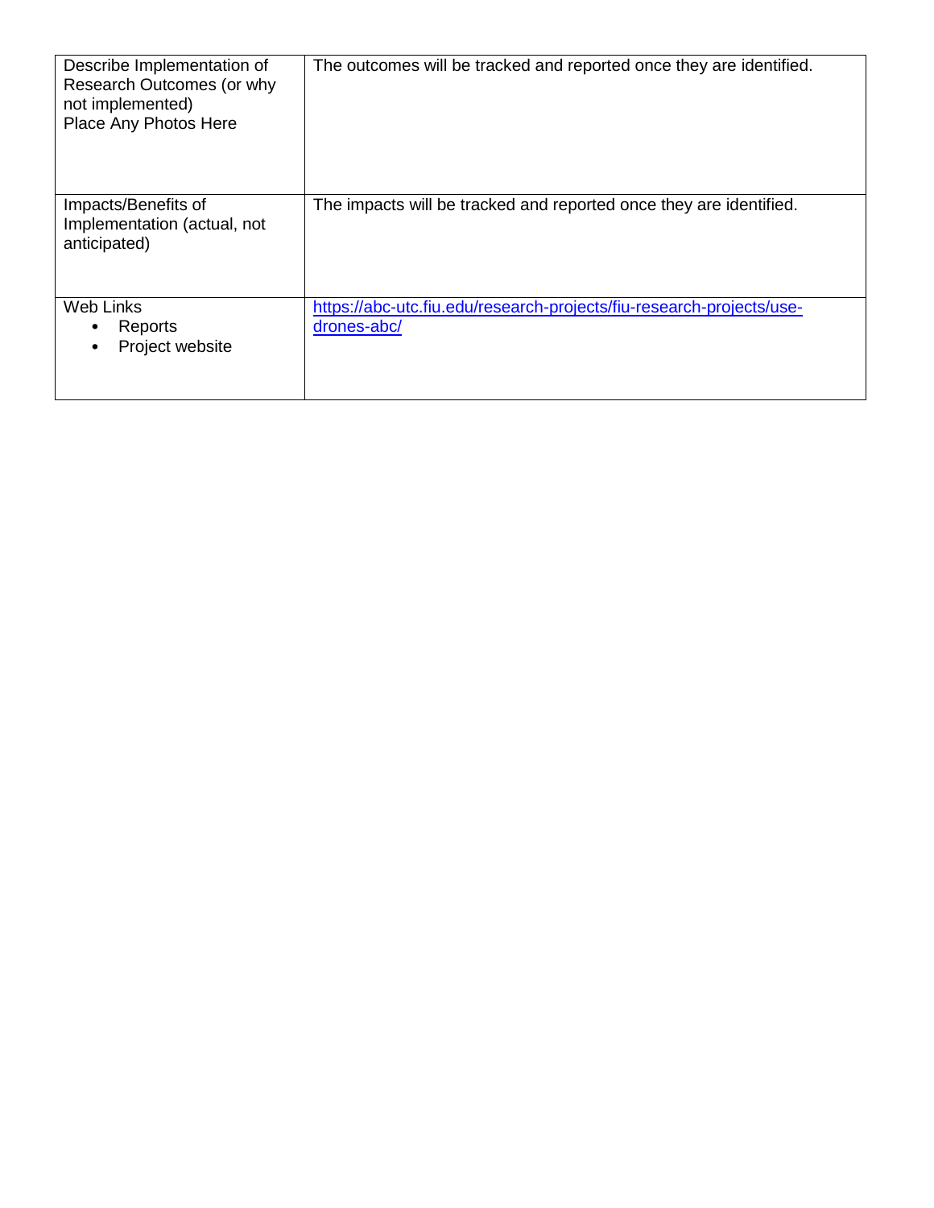| | |
|---|---|
| Describe Implementation of Research Outcomes (or why not implemented)<br>Place Any Photos Here | The outcomes will be tracked and reported once they are identified. |
| Impacts/Benefits of Implementation (actual, not anticipated) | The impacts will be tracked and reported once they are identified. |
| Web Links<br>• Reports<br>• Project website | https://abc-utc.fiu.edu/research-projects/fiu-research-projects/use-drones-abc/ |